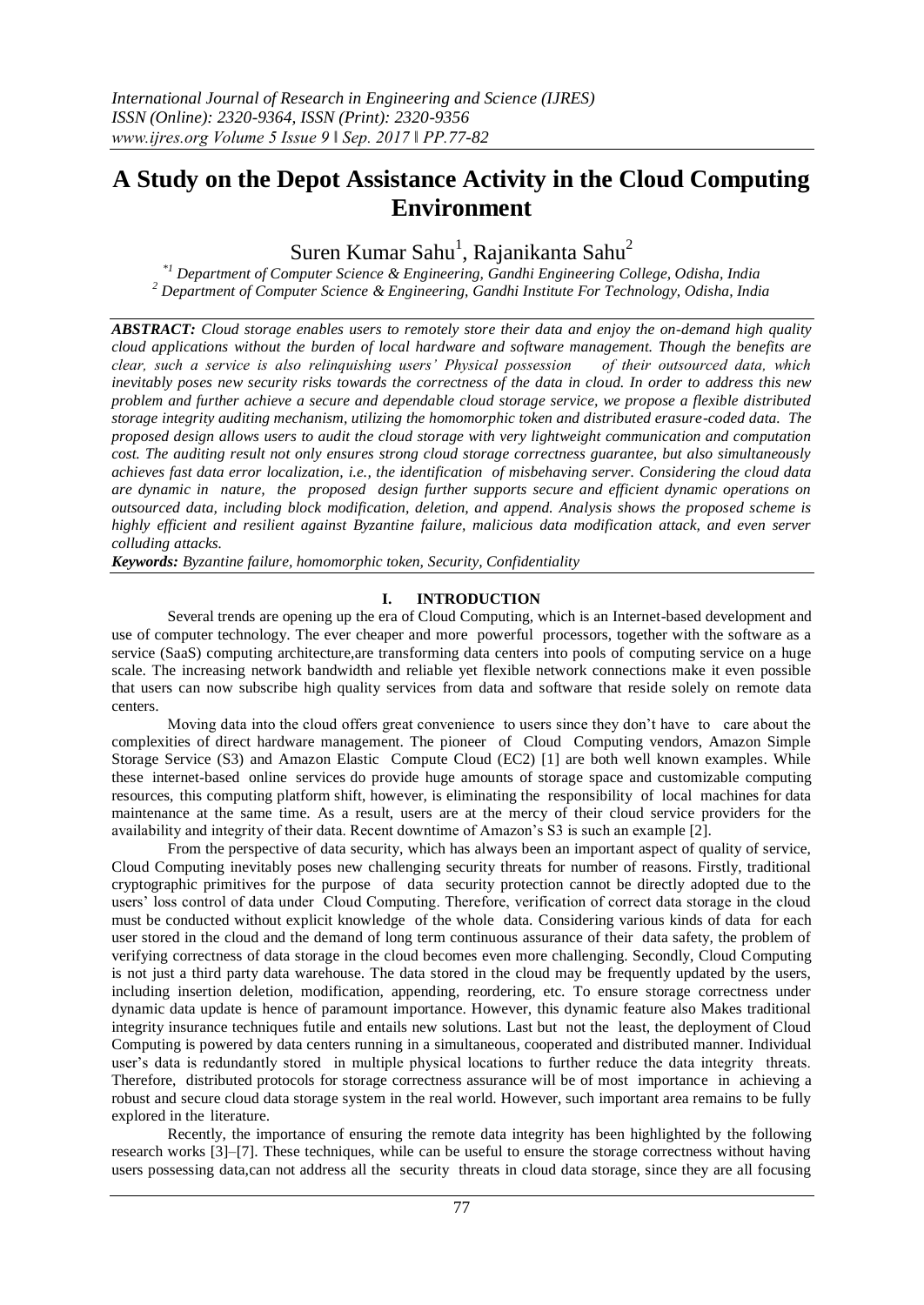# A Study on the Depot Assistance Activity in the Cloud Computing Environment

Suren Kumar Sahu[1], Rajanikanta Sahu[2]

*[1] Department of Computer Science & Engineering, Gandhi Engineering College, Odisha, India*
*[2] Department of Computer Science & Engineering, Gandhi Institute For Technology, Odisha, India*

***ABSTRACT:*** *Cloud storage enables users to remotely store their data and enjoy the on-demand high quality cloud applications without the burden of local hardware and software management. Though the benefits are clear, such a service is also relinquishing users' Physical possession of their outsourced data, which inevitably poses new security risks towards the correctness of the data in cloud. In order to address this new problem and further achieve a secure and dependable cloud storage service, we propose a flexible distributed storage integrity auditing mechanism, utilizing the homomorphic token and distributed erasure-coded data. The proposed design allows users to audit the cloud storage with very lightweight communication and computation cost. The auditing result not only ensures strong cloud storage correctness guarantee, but also simultaneously achieves fast data error localization, i.e., the identification of misbehaving server. Considering the cloud data are dynamic in nature, the proposed design further supports secure and efficient dynamic operations on outsourced data, including block modification, deletion, and append. Analysis shows the proposed scheme is highly efficient and resilient against Byzantine failure, malicious data modification attack, and even server colluding attacks.*

***Keywords:*** *Byzantine failure, homomorphic token, Security, Confidentiality*

## I. INTRODUCTION

Several trends are opening up the era of Cloud Computing, which is an Internet-based development and use of computer technology. The ever cheaper and more powerful processors, together with the software as a service (SaaS) computing architecture,are transforming data centers into pools of computing service on a huge scale. The increasing network bandwidth and reliable yet flexible network connections make it even possible that users can now subscribe high quality services from data and software that reside solely on remote data centers.

Moving data into the cloud offers great convenience to users since they don't have to care about the complexities of direct hardware management. The pioneer of Cloud Computing vendors, Amazon Simple Storage Service (S3) and Amazon Elastic Compute Cloud (EC2) [1] are both well known examples. While these internet-based online services do provide huge amounts of storage space and customizable computing resources, this computing platform shift, however, is eliminating the responsibility of local machines for data maintenance at the same time. As a result, users are at the mercy of their cloud service providers for the availability and integrity of their data. Recent downtime of Amazon's S3 is such an example [2].

From the perspective of data security, which has always been an important aspect of quality of service, Cloud Computing inevitably poses new challenging security threats for number of reasons. Firstly, traditional cryptographic primitives for the purpose of data security protection cannot be directly adopted due to the users' loss control of data under Cloud Computing. Therefore, verification of correct data storage in the cloud must be conducted without explicit knowledge of the whole data. Considering various kinds of data for each user stored in the cloud and the demand of long term continuous assurance of their data safety, the problem of verifying correctness of data storage in the cloud becomes even more challenging. Secondly, Cloud Computing is not just a third party data warehouse. The data stored in the cloud may be frequently updated by the users, including insertion deletion, modification, appending, reordering, etc. To ensure storage correctness under dynamic data update is hence of paramount importance. However, this dynamic feature also Makes traditional integrity insurance techniques futile and entails new solutions. Last but not the least, the deployment of Cloud Computing is powered by data centers running in a simultaneous, cooperated and distributed manner. Individual user's data is redundantly stored in multiple physical locations to further reduce the data integrity threats. Therefore, distributed protocols for storage correctness assurance will be of most importance in achieving a robust and secure cloud data storage system in the real world. However, such important area remains to be fully explored in the literature.

Recently, the importance of ensuring the remote data integrity has been highlighted by the following research works [3]–[7]. These techniques, while can be useful to ensure the storage correctness without having users possessing data,can not address all the security threats in cloud data storage, since they are all focusing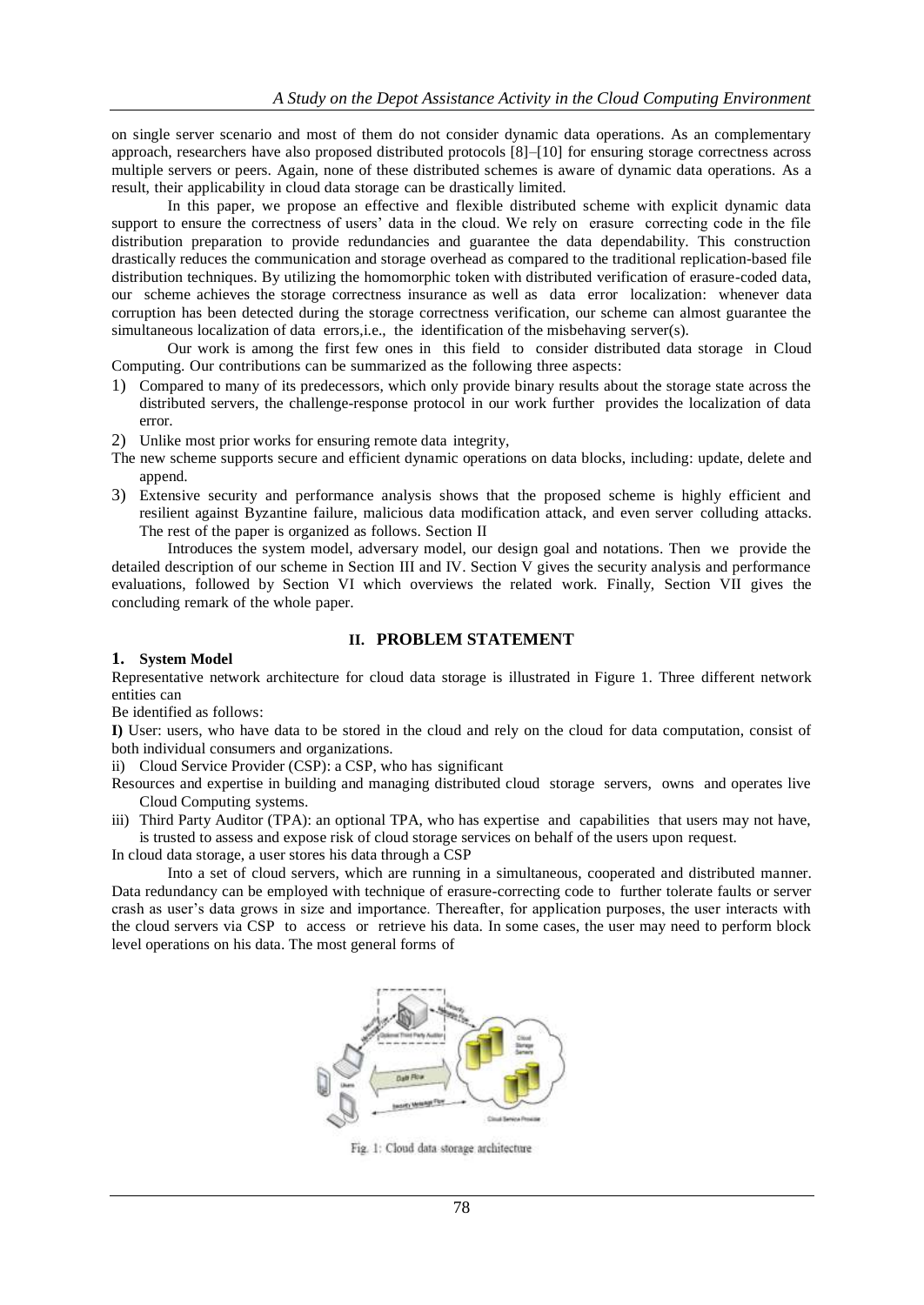on single server scenario and most of them do not consider dynamic data operations. As an complementary approach, researchers have also proposed distributed protocols [8]–[10] for ensuring storage correctness across multiple servers or peers. Again, none of these distributed schemes is aware of dynamic data operations. As a result, their applicability in cloud data storage can be drastically limited.

In this paper, we propose an effective and flexible distributed scheme with explicit dynamic data support to ensure the correctness of users' data in the cloud. We rely on erasure correcting code in the file distribution preparation to provide redundancies and guarantee the data dependability. This construction drastically reduces the communication and storage overhead as compared to the traditional replication-based file distribution techniques. By utilizing the homomorphic token with distributed verification of erasure-coded data, our scheme achieves the storage correctness insurance as well as data error localization: whenever data corruption has been detected during the storage correctness verification, our scheme can almost guarantee the simultaneous localization of data errors,i.e., the identification of the misbehaving server(s).

Our work is among the first few ones in this field to consider distributed data storage in Cloud Computing. Our contributions can be summarized as the following three aspects:

1) Compared to many of its predecessors, which only provide binary results about the storage state across the distributed servers, the challenge-response protocol in our work further provides the localization of data error.
2) Unlike most prior works for ensuring remote data integrity,
The new scheme supports secure and efficient dynamic operations on data blocks, including: update, delete and append.
3) Extensive security and performance analysis shows that the proposed scheme is highly efficient and resilient against Byzantine failure, malicious data modification attack, and even server colluding attacks. The rest of the paper is organized as follows. Section II

Introduces the system model, adversary model, our design goal and notations. Then we provide the detailed description of our scheme in Section III and IV. Section V gives the security analysis and performance evaluations, followed by Section VI which overviews the related work. Finally, Section VII gives the concluding remark of the whole paper.

## II. PROBLEM STATEMENT

### 1. System Model

Representative network architecture for cloud data storage is illustrated in Figure 1. Three different network entities can
Be identified as follows:

**I)** User: users, who have data to be stored in the cloud and rely on the cloud for data computation, consist of both individual consumers and organizations.

ii) Cloud Service Provider (CSP): a CSP, who has significant
Resources and expertise in building and managing distributed cloud storage servers, owns and operates live Cloud Computing systems.

iii) Third Party Auditor (TPA): an optional TPA, who has expertise and capabilities that users may not have, is trusted to assess and expose risk of cloud storage services on behalf of the users upon request.

In cloud data storage, a user stores his data through a CSP

Into a set of cloud servers, which are running in a simultaneous, cooperated and distributed manner. Data redundancy can be employed with technique of erasure-correcting code to further tolerate faults or server crash as user's data grows in size and importance. Thereafter, for application purposes, the user interacts with the cloud servers via CSP to access or retrieve his data. In some cases, the user may need to perform block level operations on his data. The most general forms of

Fig. 1: Cloud data storage architecture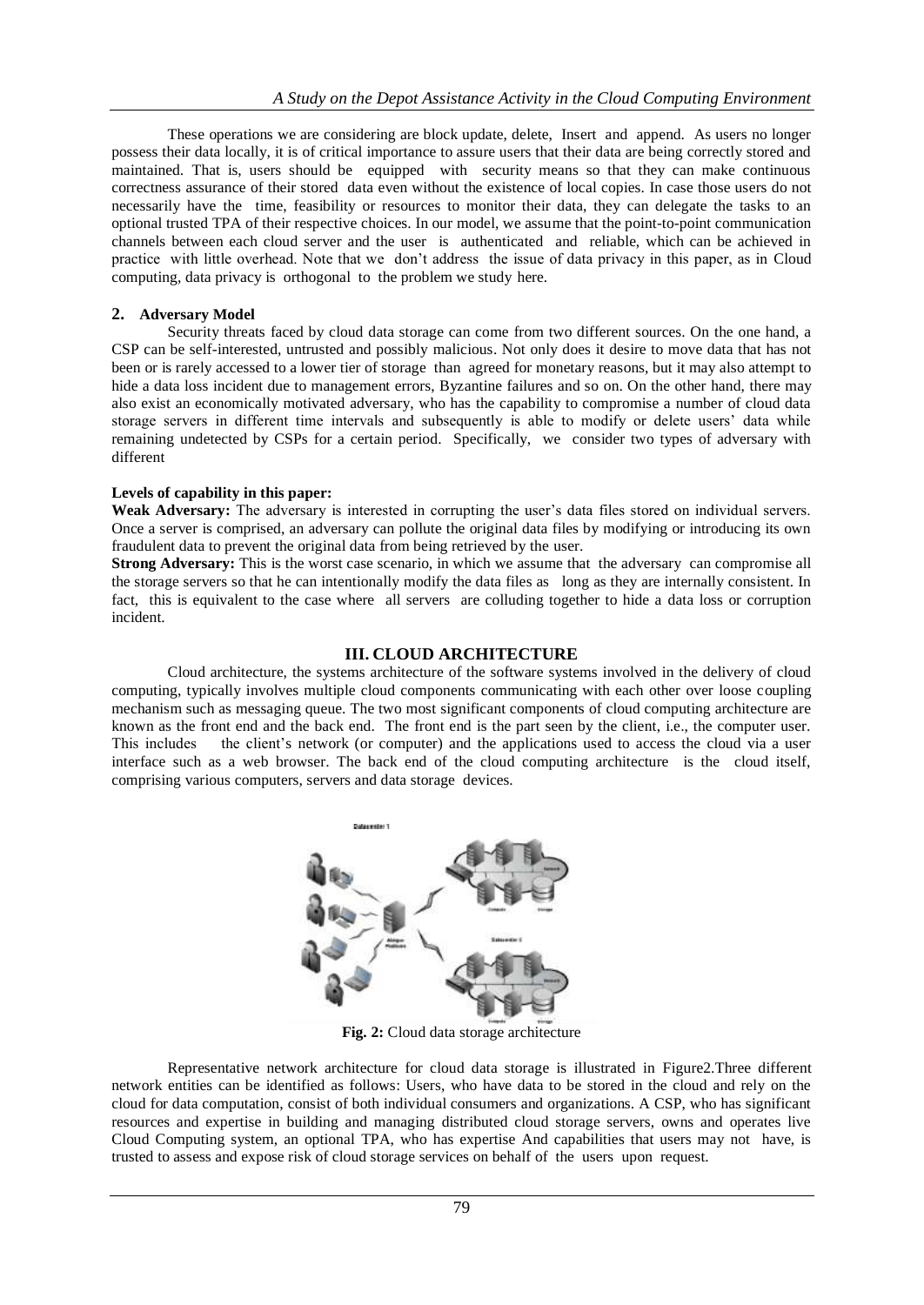These operations we are considering are block update, delete, Insert and append. As users no longer possess their data locally, it is of critical importance to assure users that their data are being correctly stored and maintained. That is, users should be equipped with security means so that they can make continuous correctness assurance of their stored data even without the existence of local copies. In case those users do not necessarily have the time, feasibility or resources to monitor their data, they can delegate the tasks to an optional trusted TPA of their respective choices. In our model, we assume that the point-to-point communication channels between each cloud server and the user is authenticated and reliable, which can be achieved in practice with little overhead. Note that we don't address the issue of data privacy in this paper, as in Cloud computing, data privacy is orthogonal to the problem we study here.

### 2. Adversary Model

Security threats faced by cloud data storage can come from two different sources. On the one hand, a CSP can be self-interested, untrusted and possibly malicious. Not only does it desire to move data that has not been or is rarely accessed to a lower tier of storage than agreed for monetary reasons, but it may also attempt to hide a data loss incident due to management errors, Byzantine failures and so on. On the other hand, there may also exist an economically motivated adversary, who has the capability to compromise a number of cloud data storage servers in different time intervals and subsequently is able to modify or delete users' data while remaining undetected by CSPs for a certain period. Specifically, we consider two types of adversary with different

**Levels of capability in this paper:**

**Weak Adversary:** The adversary is interested in corrupting the user's data files stored on individual servers. Once a server is comprised, an adversary can pollute the original data files by modifying or introducing its own fraudulent data to prevent the original data from being retrieved by the user.

**Strong Adversary:** This is the worst case scenario, in which we assume that the adversary can compromise all the storage servers so that he can intentionally modify the data files as long as they are internally consistent. In fact, this is equivalent to the case where all servers are colluding together to hide a data loss or corruption incident.

## III. CLOUD ARCHITECTURE

Cloud architecture, the systems architecture of the software systems involved in the delivery of cloud computing, typically involves multiple cloud components communicating with each other over loose coupling mechanism such as messaging queue. The two most significant components of cloud computing architecture are known as the front end and the back end. The front end is the part seen by the client, i.e., the computer user. This includes the client's network (or computer) and the applications used to access the cloud via a user interface such as a web browser. The back end of the cloud computing architecture is the cloud itself, comprising various computers, servers and data storage devices.

**Fig. 2:** Cloud data storage architecture

Representative network architecture for cloud data storage is illustrated in Figure2.Three different network entities can be identified as follows: Users, who have data to be stored in the cloud and rely on the cloud for data computation, consist of both individual consumers and organizations. A CSP, who has significant resources and expertise in building and managing distributed cloud storage servers, owns and operates live Cloud Computing system, an optional TPA, who has expertise And capabilities that users may not have, is trusted to assess and expose risk of cloud storage services on behalf of the users upon request.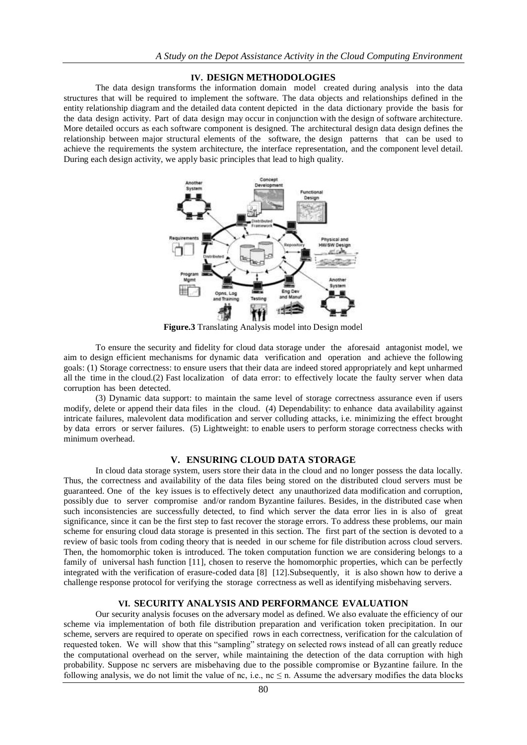## IV. DESIGN METHODOLOGIES

The data design transforms the information domain model created during analysis into the data structures that will be required to implement the software. The data objects and relationships defined in the entity relationship diagram and the detailed data content depicted in the data dictionary provide the basis for the data design activity. Part of data design may occur in conjunction with the design of software architecture. More detailed occurs as each software component is designed. The architectural design data design defines the relationship between major structural elements of the software, the design patterns that can be used to achieve the requirements the system architecture, the interface representation, and the component level detail. During each design activity, we apply basic principles that lead to high quality.

**Figure.3** Translating Analysis model into Design model

To ensure the security and fidelity for cloud data storage under the aforesaid antagonist model, we aim to design efficient mechanisms for dynamic data verification and operation and achieve the following goals: (1) Storage correctness: to ensure users that their data are indeed stored appropriately and kept unharmed all the time in the cloud.(2) Fast localization of data error: to effectively locate the faulty server when data corruption has been detected.

(3) Dynamic data support: to maintain the same level of storage correctness assurance even if users modify, delete or append their data files in the cloud. (4) Dependability: to enhance data availability against intricate failures, malevolent data modification and server colluding attacks, i.e. minimizing the effect brought by data errors or server failures. (5) Lightweight: to enable users to perform storage correctness checks with minimum overhead.

## V. ENSURING CLOUD DATA STORAGE

In cloud data storage system, users store their data in the cloud and no longer possess the data locally. Thus, the correctness and availability of the data files being stored on the distributed cloud servers must be guaranteed. One of the key issues is to effectively detect any unauthorized data modification and corruption, possibly due to server compromise and/or random Byzantine failures. Besides, in the distributed case when such inconsistencies are successfully detected, to find which server the data error lies in is also of great significance, since it can be the first step to fast recover the storage errors. To address these problems, our main scheme for ensuring cloud data storage is presented in this section. The first part of the section is devoted to a review of basic tools from coding theory that is needed in our scheme for file distribution across cloud servers. Then, the homomorphic token is introduced. The token computation function we are considering belongs to a family of universal hash function [11], chosen to reserve the homomorphic properties, which can be perfectly integrated with the verification of erasure-coded data [8] [12].Subsequently, it is also shown how to derive a challenge response protocol for verifying the storage correctness as well as identifying misbehaving servers.

## VI. SECURITY ANALYSIS AND PERFORMANCE EVALUATION

Our security analysis focuses on the adversary model as defined. We also evaluate the efficiency of our scheme via implementation of both file distribution preparation and verification token precipitation. In our scheme, servers are required to operate on specified rows in each correctness, verification for the calculation of requested token. We will show that this "sampling" strategy on selected rows instead of all can greatly reduce the computational overhead on the server, while maintaining the detection of the data corruption with high probability. Suppose nc servers are misbehaving due to the possible compromise or Byzantine failure. In the following analysis, we do not limit the value of nc, i.e., $nc \leq n$. Assume the adversary modifies the data blocks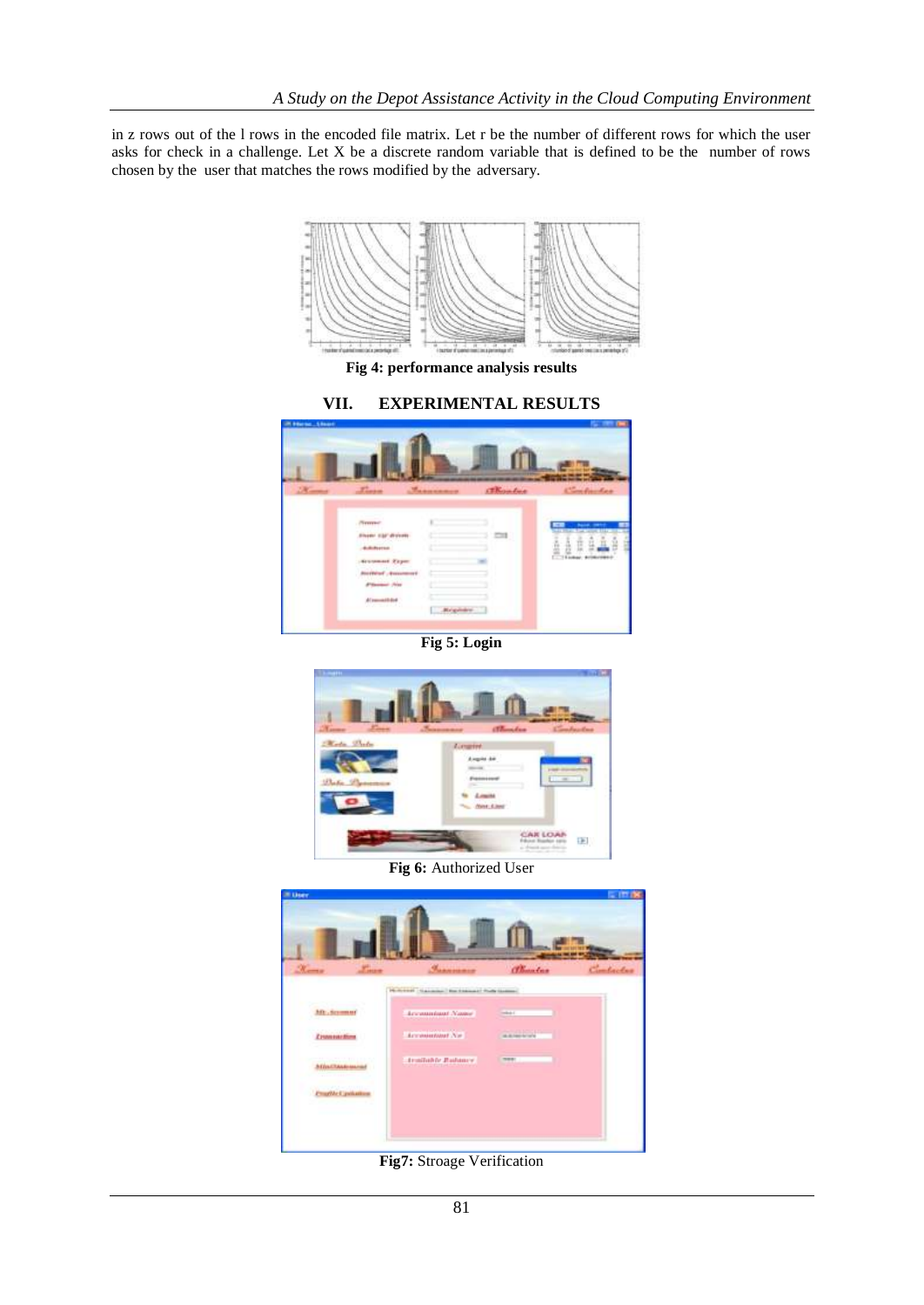in z rows out of the l rows in the encoded file matrix. Let r be the number of different rows for which the user asks for check in a challenge. Let X be a discrete random variable that is defined to be the number of rows chosen by the user that matches the rows modified by the adversary.

**Fig 4: performance analysis results**

## VII. EXPERIMENTAL RESULTS

**Fig 5: Login**

**Fig 6:** Authorized User

**Fig7:** Stroage Verification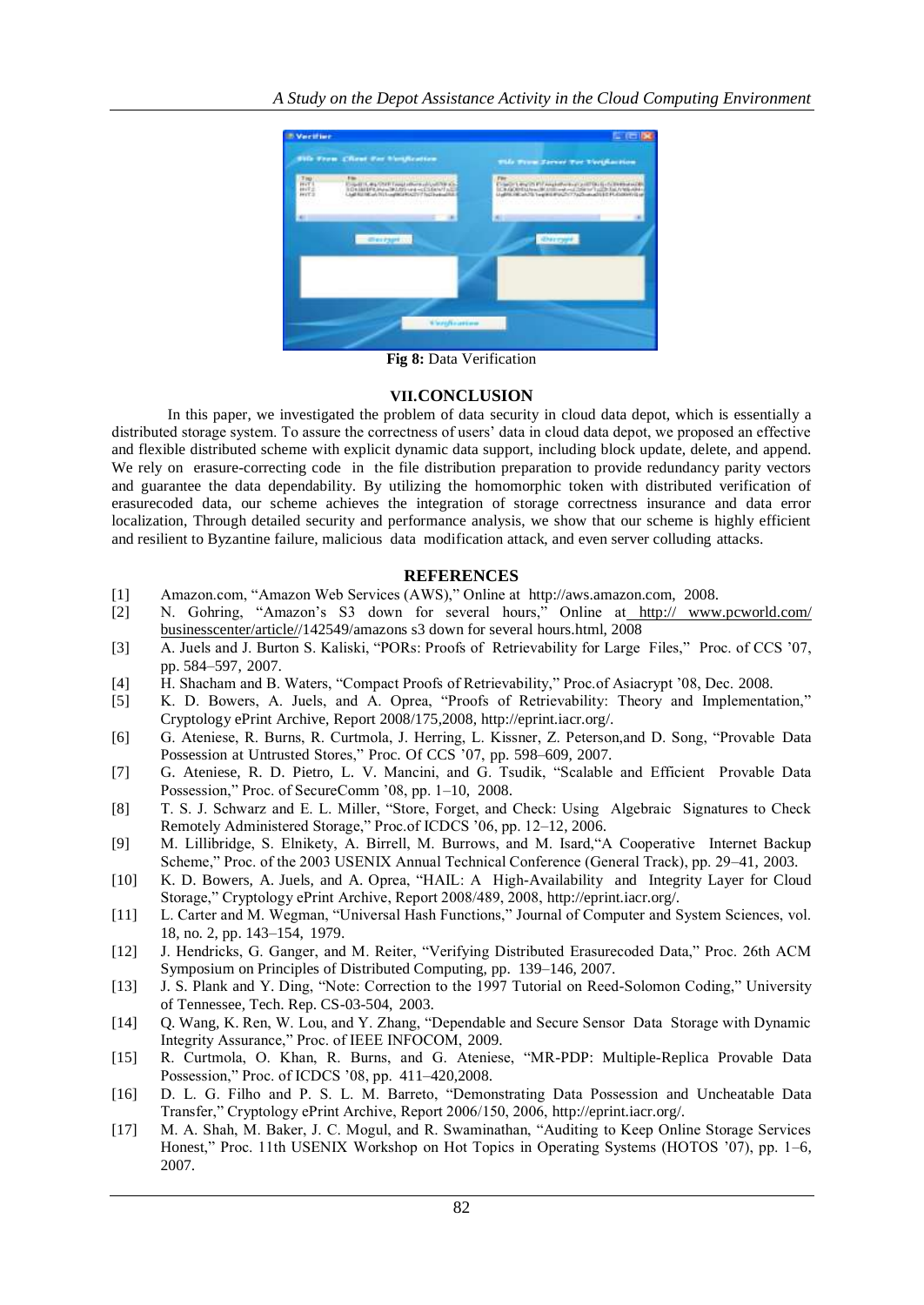Fig 8: Data Verification

## VII. CONCLUSION

In this paper, we investigated the problem of data security in cloud data depot, which is essentially a distributed storage system. To assure the correctness of users' data in cloud data depot, we proposed an effective and flexible distributed scheme with explicit dynamic data support, including block update, delete, and append. We rely on erasure-correcting code in the file distribution preparation to provide redundancy parity vectors and guarantee the data dependability. By utilizing the homomorphic token with distributed verification of erasurecoded data, our scheme achieves the integration of storage correctness insurance and data error localization, Through detailed security and performance analysis, we show that our scheme is highly efficient and resilient to Byzantine failure, malicious data modification attack, and even server colluding attacks.

## REFERENCES

[1] Amazon.com, "Amazon Web Services (AWS)," Online at http://aws.amazon.com, 2008.

[2] N. Gohring, "Amazon's S3 down for several hours," Online at http:// www.pcworld.com/ businesscenter/article//142549/amazons s3 down for several hours.html, 2008

[3] A. Juels and J. Burton S. Kaliski, "PORs: Proofs of Retrievability for Large Files," Proc. of CCS '07, pp. 584–597, 2007.

[4] H. Shacham and B. Waters, "Compact Proofs of Retrievability," Proc.of Asiacrypt '08, Dec. 2008.

[5] K. D. Bowers, A. Juels, and A. Oprea, "Proofs of Retrievability: Theory and Implementation," Cryptology ePrint Archive, Report 2008/175,2008, http://eprint.iacr.org/.

[6] G. Ateniese, R. Burns, R. Curtmola, J. Herring, L. Kissner, Z. Peterson,and D. Song, "Provable Data Possession at Untrusted Stores," Proc. Of CCS '07, pp. 598–609, 2007.

[7] G. Ateniese, R. D. Pietro, L. V. Mancini, and G. Tsudik, "Scalable and Efficient Provable Data Possession," Proc. of SecureComm '08, pp. 1–10, 2008.

[8] T. S. J. Schwarz and E. L. Miller, "Store, Forget, and Check: Using Algebraic Signatures to Check Remotely Administered Storage," Proc.of ICDCS '06, pp. 12–12, 2006.

[9] M. Lillibridge, S. Elnikety, A. Birrell, M. Burrows, and M. Isard,"A Cooperative Internet Backup Scheme," Proc. of the 2003 USENIX Annual Technical Conference (General Track), pp. 29–41, 2003.

[10] K. D. Bowers, A. Juels, and A. Oprea, "HAIL: A High-Availability and Integrity Layer for Cloud Storage," Cryptology ePrint Archive, Report 2008/489, 2008, http://eprint.iacr.org/.

[11] L. Carter and M. Wegman, "Universal Hash Functions," Journal of Computer and System Sciences, vol. 18, no. 2, pp. 143–154, 1979.

[12] J. Hendricks, G. Ganger, and M. Reiter, "Verifying Distributed Erasurecoded Data," Proc. 26th ACM Symposium on Principles of Distributed Computing, pp. 139–146, 2007.

[13] J. S. Plank and Y. Ding, "Note: Correction to the 1997 Tutorial on Reed-Solomon Coding," University of Tennessee, Tech. Rep. CS-03-504, 2003.

[14] Q. Wang, K. Ren, W. Lou, and Y. Zhang, "Dependable and Secure Sensor Data Storage with Dynamic Integrity Assurance," Proc. of IEEE INFOCOM, 2009.

[15] R. Curtmola, O. Khan, R. Burns, and G. Ateniese, "MR-PDP: Multiple-Replica Provable Data Possession," Proc. of ICDCS '08, pp. 411–420,2008.

[16] D. L. G. Filho and P. S. L. M. Barreto, "Demonstrating Data Possession and Uncheatable Data Transfer," Cryptology ePrint Archive, Report 2006/150, 2006, http://eprint.iacr.org/.

[17] M. A. Shah, M. Baker, J. C. Mogul, and R. Swaminathan, "Auditing to Keep Online Storage Services Honest," Proc. 11th USENIX Workshop on Hot Topics in Operating Systems (HOTOS '07), pp. 1–6, 2007.